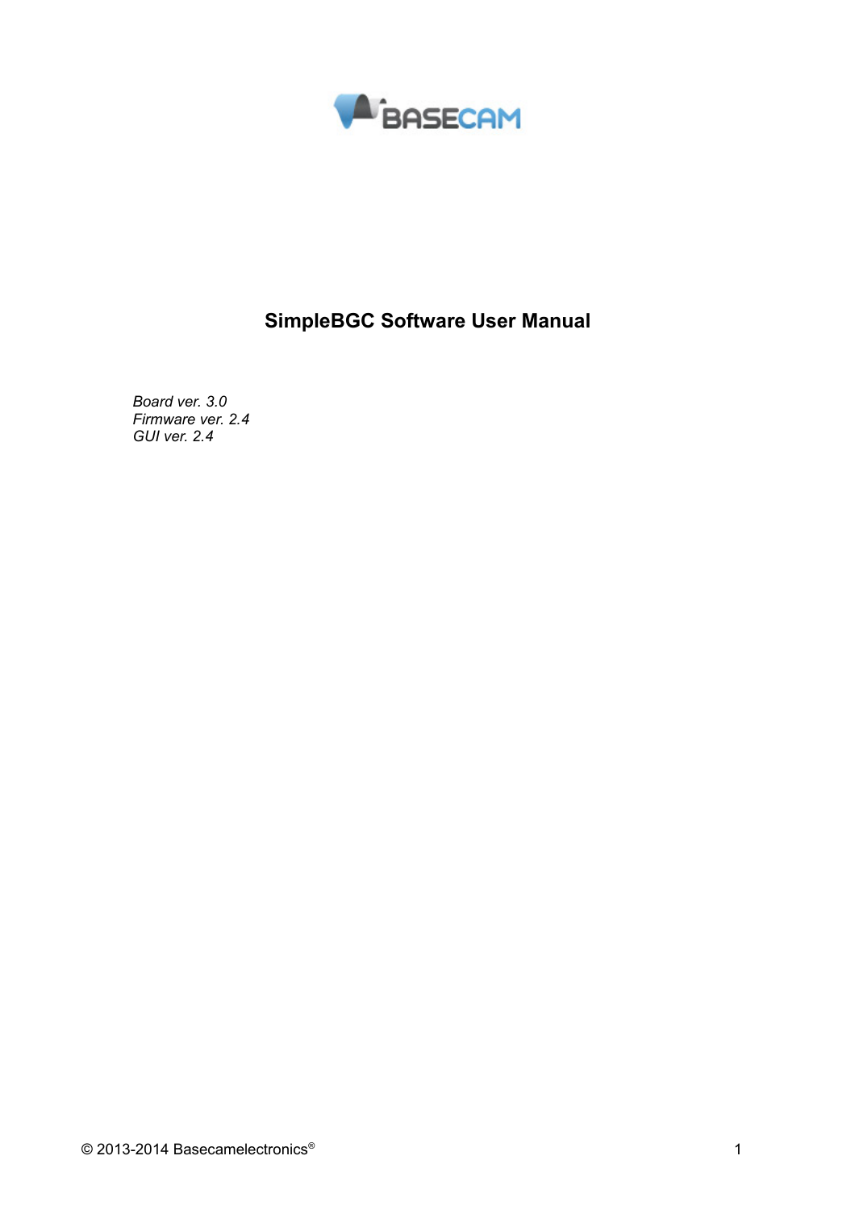# SimpleBGC Software User Manual

*Board ver. 3.0*
*Firmware ver. 2.4*
*GUI ver. 2.4*

© 2013-2014 Basecamelectronics®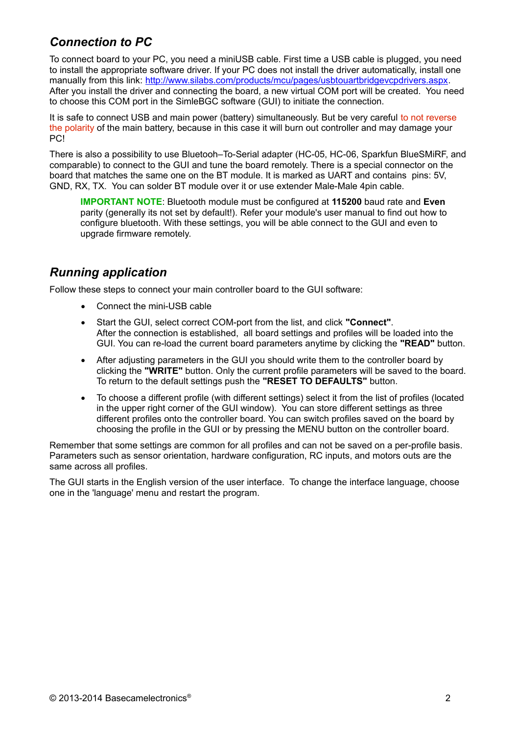## *Connection to PC*

To connect board to your PC, you need a miniUSB cable. First time a USB cable is plugged, you need to install the appropriate software driver. If your PC does not install the driver automatically, install one manually from this link: [http://www.silabs.com/products/mcu/pages/usbtouartbridgevcpdrivers.aspx](http://www.silabs.com/products/mcu/pages/usbtouartbridgevcpdrivers.aspx). After you install the driver and connecting the board, a new virtual COM port will be created. You need to choose this COM port in the SimleBGC software (GUI) to initiate the connection.

It is safe to connect USB and main power (battery) simultaneously. But be very careful to not reverse the polarity of the main battery, because in this case it will burn out controller and may damage your PC!

There is also a possibility to use Bluetooh–To-Serial adapter (HC-05, HC-06, Sparkfun BlueSMiRF, and comparable) to connect to the GUI and tune the board remotely. There is a special connector on the board that matches the same one on the BT module. It is marked as UART and contains pins: 5V, GND, RX, TX. You can solder BT module over it or use extender Male-Male 4pin cable.

> **IMPORTANT NOTE**: Bluetooth module must be configured at **115200** baud rate and **Even** parity (generally its not set by default!). Refer your module's user manual to find out how to configure bluetooth. With these settings, you will be able connect to the GUI and even to upgrade firmware remotely.

## *Running application*

Follow these steps to connect your main controller board to the GUI software:

- Connect the mini-USB cable
- Start the GUI, select correct COM-port from the list, and click **"Connect"**. After the connection is established, all board settings and profiles will be loaded into the GUI. You can re-load the current board parameters anytime by clicking the **"READ"** button.
- After adjusting parameters in the GUI you should write them to the controller board by clicking the **"WRITE"** button. Only the current profile parameters will be saved to the board. To return to the default settings push the **"RESET TO DEFAULTS"** button.
- To choose a different profile (with different settings) select it from the list of profiles (located in the upper right corner of the GUI window). You can store different settings as three different profiles onto the controller board. You can switch profiles saved on the board by choosing the profile in the GUI or by pressing the MENU button on the controller board.

Remember that some settings are common for all profiles and can not be saved on a per-profile basis. Parameters such as sensor orientation, hardware configuration, RC inputs, and motors outs are the same across all profiles.

The GUI starts in the English version of the user interface. To change the interface language, choose one in the 'language' menu and restart the program.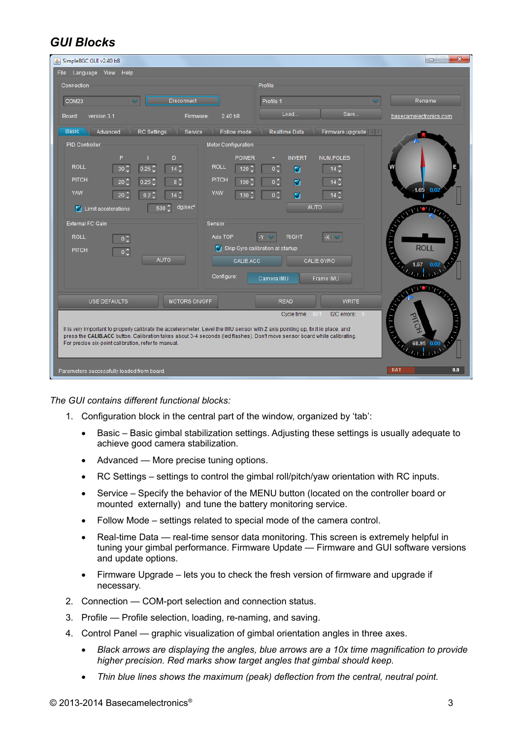## *GUI Blocks*

*The GUI contains different functional blocks:*

1. Configuration block in the central part of the window, organized by 'tab':
   - Basic – Basic gimbal stabilization settings. Adjusting these settings is usually adequate to achieve good camera stabilization.
   - Advanced — More precise tuning options.
   - RC Settings – settings to control the gimbal roll/pitch/yaw orientation with RC inputs.
   - Service – Specify the behavior of the MENU button (located on the controller board or mounted externally) and tune the battery monitoring service.
   - Follow Mode – settings related to special mode of the camera control.
   - Real-time Data — real-time sensor data monitoring. This screen is extremely helpful in tuning your gimbal performance. Firmware Update — Firmware and GUI software versions and update options.
   - Firmware Upgrade – lets you to check the fresh version of firmware and upgrade if necessary.
2. Connection — COM-port selection and connection status.
3. Profile — Profile selection, loading, re-naming, and saving.
4. Control Panel — graphic visualization of gimbal orientation angles in three axes.
   - *Black arrows are displaying the angles, blue arrows are a 10x time magnification to provide higher precision. Red marks show target angles that gimbal should keep.*
   - *Thin blue lines shows the maximum (peak) deflection from the central, neutral point.*

© 2013-2014 Basecamelectronics®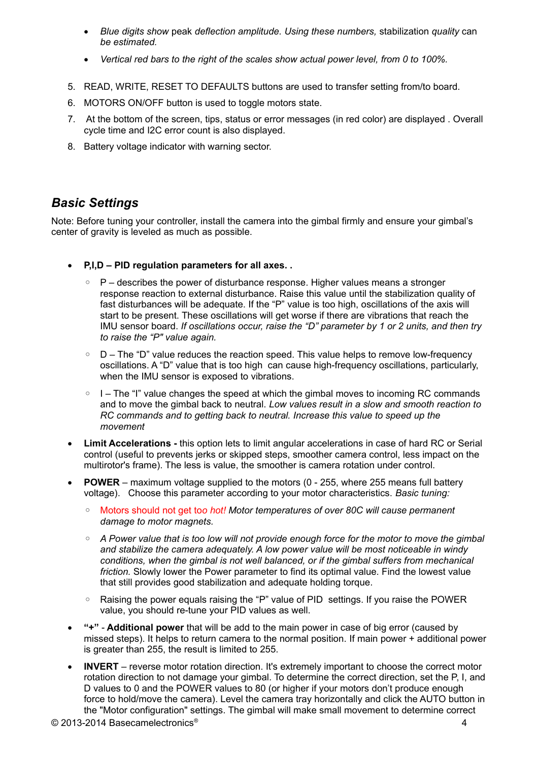- *Blue digits show* peak *deflection amplitude. Using these numbers,* stabilization *quality* can *be estimated.*
- *Vertical red bars to the right of the scales show actual power level, from 0 to 100%.*

5. READ, WRITE, RESET TO DEFAULTS buttons are used to transfer setting from/to board.
6. MOTORS ON/OFF button is used to toggle motors state.
7. At the bottom of the screen, tips, status or error messages (in red color) are displayed . Overall cycle time and I2C error count is also displayed.
8. Battery voltage indicator with warning sector.

## *Basic Settings*

Note: Before tuning your controller, install the camera into the gimbal firmly and ensure your gimbal's center of gravity is leveled as much as possible.

- **P,I,D – PID regulation parameters for all axes. .**
  - P – describes the power of disturbance response. Higher values means a stronger response reaction to external disturbance. Raise this value until the stabilization quality of fast disturbances will be adequate. If the "P" value is too high, oscillations of the axis will start to be present. These oscillations will get worse if there are vibrations that reach the IMU sensor board. *If oscillations occur, raise the "D" parameter by 1 or 2 units, and then try to raise the "P" value again.*
  - D – The "D" value reduces the reaction speed. This value helps to remove low-frequency oscillations. A "D" value that is too high can cause high-frequency oscillations, particularly, when the IMU sensor is exposed to vibrations.
  - I – The "I" value changes the speed at which the gimbal moves to incoming RC commands and to move the gimbal back to neutral. *Low values result in a slow and smooth reaction to RC commands and to getting back to neutral. Increase this value to speed up the movement*
- **Limit Accelerations -** this option lets to limit angular accelerations in case of hard RC or Serial control (useful to prevents jerks or skipped steps, smoother camera control, less impact on the multirotor's frame). The less is value, the smoother is camera rotation under control.
- **POWER** – maximum voltage supplied to the motors (0 - 255, where 255 means full battery voltage). Choose this parameter according to your motor characteristics. *Basic tuning:*
  - Motors should not get too *hot! Motor temperatures of over 80C will cause permanent damage to motor magnets.*
  - *A Power value that is too low will not provide enough force for the motor to move the gimbal and stabilize the camera adequately. A low power value will be most noticeable in windy conditions, when the gimbal is not well balanced, or if the gimbal suffers from mechanical friction.* Slowly lower the Power parameter to find its optimal value. Find the lowest value that still provides good stabilization and adequate holding torque.
  - Raising the power equals raising the "P" value of PID settings. If you raise the POWER value, you should re-tune your PID values as well.
- **"+"** - **Additional power** that will be add to the main power in case of big error (caused by missed steps). It helps to return camera to the normal position. If main power + additional power is greater than 255, the result is limited to 255.
- **INVERT** – reverse motor rotation direction. It's extremely important to choose the correct motor rotation direction to not damage your gimbal. To determine the correct direction, set the P, I, and D values to 0 and the POWER values to 80 (or higher if your motors don't produce enough force to hold/move the camera). Level the camera tray horizontally and click the AUTO button in the "Motor configuration" settings. The gimbal will make small movement to determine correct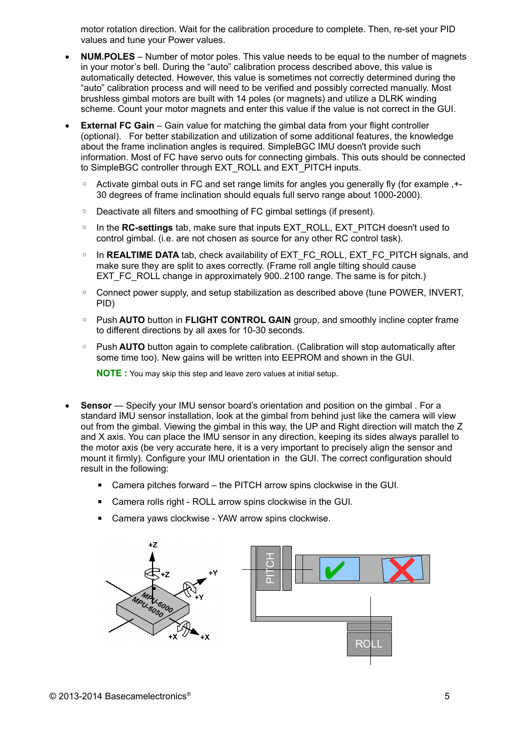motor rotation direction. Wait for the calibration procedure to complete. Then, re-set your PID values and tune your Power values.

- **NUM.POLES** – Number of motor poles. This value needs to be equal to the number of magnets in your motor's bell. During the "auto" calibration process described above, this value is automatically detected. However, this value is sometimes not correctly determined during the "auto" calibration process and will need to be verified and possibly corrected manually. Most brushless gimbal motors are built with 14 poles (or magnets) and utilize a DLRK winding scheme. Count your motor magnets and enter this value if the value is not correct in the GUI.

- **External FC Gain** – Gain value for matching the gimbal data from your flight controller (optional). For better stabilization and utilization of some additional features, the knowledge about the frame inclination angles is required. SimpleBGC IMU doesn't provide such information. Most of FC have servo outs for connecting gimbals. This outs should be connected to SimpleBGC controller through EXT_ROLL and EXT_PITCH inputs.
  - Activate gimbal outs in FC and set range limits for angles you generally fly (for example ,+-30 degrees of frame inclination should equals full servo range about 1000-2000).
  - Deactivate all filters and smoothing of FC gimbal settings (if present).
  - In the **RC-settings** tab, make sure that inputs EXT_ROLL, EXT_PITCH doesn't used to control gimbal. (i.e. are not chosen as source for any other RC control task).
  - In **REALTIME DATA** tab, check availability of EXT_FC_ROLL, EXT_FC_PITCH signals, and make sure they are split to axes correctly. (Frame roll angle tilting should cause EXT_FC_ROLL change in approximately 900..2100 range. The same is for pitch.)
  - Connect power supply, and setup stabilization as described above (tune POWER, INVERT, PID)
  - Push **AUTO** button in **FLIGHT CONTROL GAIN** group, and smoothly incline copter frame to different directions by all axes for 10-30 seconds.
  - Push **AUTO** button again to complete calibration. (Calibration will stop automatically after some time too). New gains will be written into EEPROM and shown in the GUI.

  **NOTE :** You may skip this step and leave zero values at initial setup.

- **Sensor** — Specify your IMU sensor board's orientation and position on the gimbal . For a standard IMU sensor installation, look at the gimbal from behind just like the camera will view out from the gimbal. Viewing the gimbal in this way, the UP and Right direction will match the Z and X axis. You can place the IMU sensor in any direction, keeping its sides always parallel to the motor axis (be very accurate here, it is a very important to precisely align the sensor and mount it firmly). Configure your IMU orientation in the GUI. The correct configuration should result in the following:
  - Camera pitches forward – the PITCH arrow spins clockwise in the GUI.
  - Camera rolls right - ROLL arrow spins clockwise in the GUI.
  - Camera yaws clockwise - YAW arrow spins clockwise.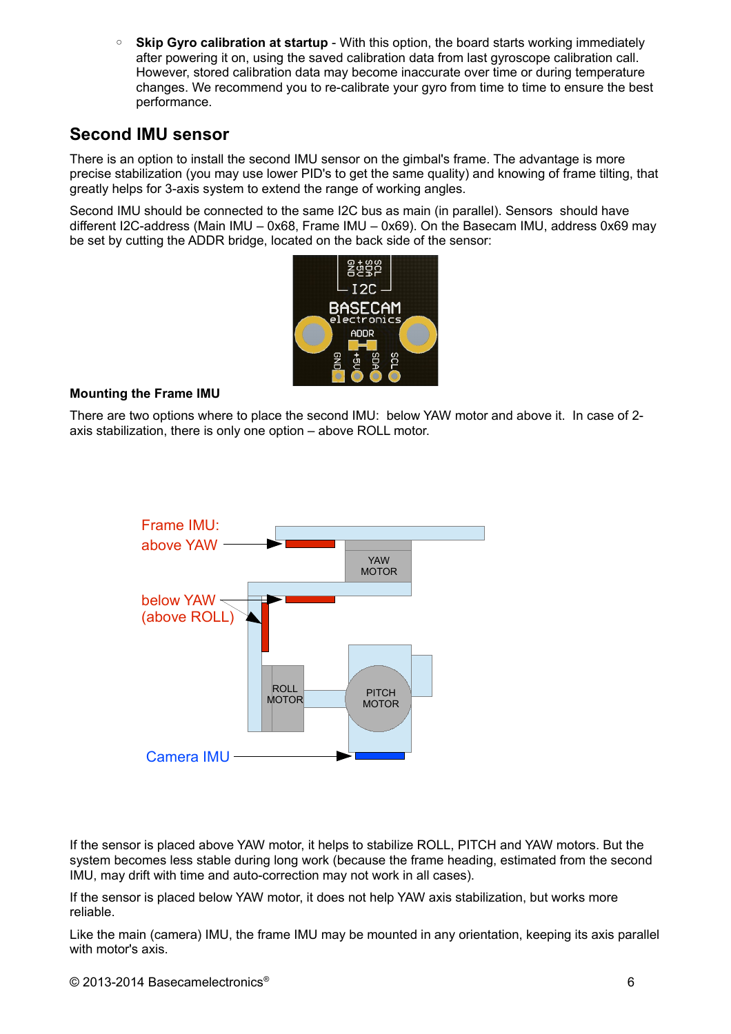- **Skip Gyro calibration at startup** - With this option, the board starts working immediately after powering it on, using the saved calibration data from last gyroscope calibration call. However, stored calibration data may become inaccurate over time or during temperature changes. We recommend you to re-calibrate your gyro from time to time to ensure the best performance.

## Second IMU sensor

There is an option to install the second IMU sensor on the gimbal's frame. The advantage is more precise stabilization (you may use lower PID's to get the same quality) and knowing of frame tilting, that greatly helps for 3-axis system to extend the range of working angles.

Second IMU should be connected to the same I2C bus as main (in parallel). Sensors should have different I2C-address (Main IMU – 0x68, Frame IMU – 0x69). On the Basecam IMU, address 0x69 may be set by cutting the ADDR bridge, located on the back side of the sensor:

**Mounting the Frame IMU**

There are two options where to place the second IMU: below YAW motor and above it. In case of 2-axis stabilization, there is only one option – above ROLL motor.

If the sensor is placed above YAW motor, it helps to stabilize ROLL, PITCH and YAW motors. But the system becomes less stable during long work (because the frame heading, estimated from the second IMU, may drift with time and auto-correction may not work in all cases).

If the sensor is placed below YAW motor, it does not help YAW axis stabilization, but works more reliable.

Like the main (camera) IMU, the frame IMU may be mounted in any orientation, keeping its axis parallel with motor's axis.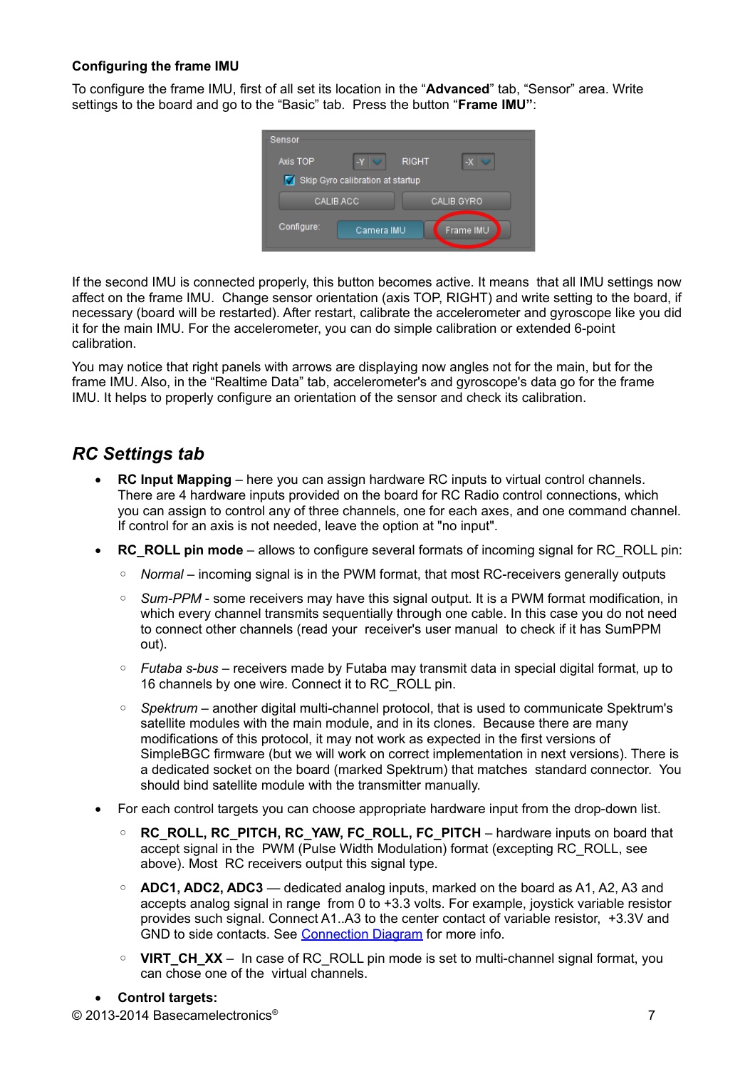### Configuring the frame IMU

To configure the frame IMU, first of all set its location in the "**Advanced**" tab, "Sensor" area. Write settings to the board and go to the "Basic" tab. Press the button "**Frame IMU"**:

If the second IMU is connected properly, this button becomes active. It means that all IMU settings now affect on the frame IMU. Change sensor orientation (axis TOP, RIGHT) and write setting to the board, if necessary (board will be restarted). After restart, calibrate the accelerometer and gyroscope like you did it for the main IMU. For the accelerometer, you can do simple calibration or extended 6-point calibration.

You may notice that right panels with arrows are displaying now angles not for the main, but for the frame IMU. Also, in the "Realtime Data" tab, accelerometer's and gyroscope's data go for the frame IMU. It helps to properly configure an orientation of the sensor and check its calibration.

## *RC Settings tab*

- **RC Input Mapping** – here you can assign hardware RC inputs to virtual control channels. There are 4 hardware inputs provided on the board for RC Radio control connections, which you can assign to control any of three channels, one for each axes, and one command channel. If control for an axis is not needed, leave the option at "no input".
- **RC_ROLL pin mode** – allows to configure several formats of incoming signal for RC_ROLL pin:
  - *Normal* – incoming signal is in the PWM format, that most RC-receivers generally outputs
  - *Sum-PPM* - some receivers may have this signal output. It is a PWM format modification, in which every channel transmits sequentially through one cable. In this case you do not need to connect other channels (read your receiver's user manual to check if it has SumPPM out).
  - *Futaba s-bus* – receivers made by Futaba may transmit data in special digital format, up to 16 channels by one wire. Connect it to RC_ROLL pin.
  - *Spektrum* – another digital multi-channel protocol, that is used to communicate Spektrum's satellite modules with the main module, and in its clones. Because there are many modifications of this protocol, it may not work as expected in the first versions of SimpleBGC firmware (but we will work on correct implementation in next versions). There is a dedicated socket on the board (marked Spektrum) that matches standard connector. You should bind satellite module with the transmitter manually.
- For each control targets you can choose appropriate hardware input from the drop-down list.
  - **RC_ROLL, RC_PITCH, RC_YAW, FC_ROLL, FC_PITCH** – hardware inputs on board that accept signal in the PWM (Pulse Width Modulation) format (excepting RC_ROLL, see above). Most RC receivers output this signal type.
  - **ADC1, ADC2, ADC3** — dedicated analog inputs, marked on the board as A1, A2, A3 and accepts analog signal in range from 0 to +3.3 volts. For example, joystick variable resistor provides such signal. Connect A1..A3 to the center contact of variable resistor, +3.3V and GND to side contacts. See Connection Diagram for more info.
  - **VIRT_CH_XX** – In case of RC_ROLL pin mode is set to multi-channel signal format, you can chose one of the virtual channels.
- **Control targets:**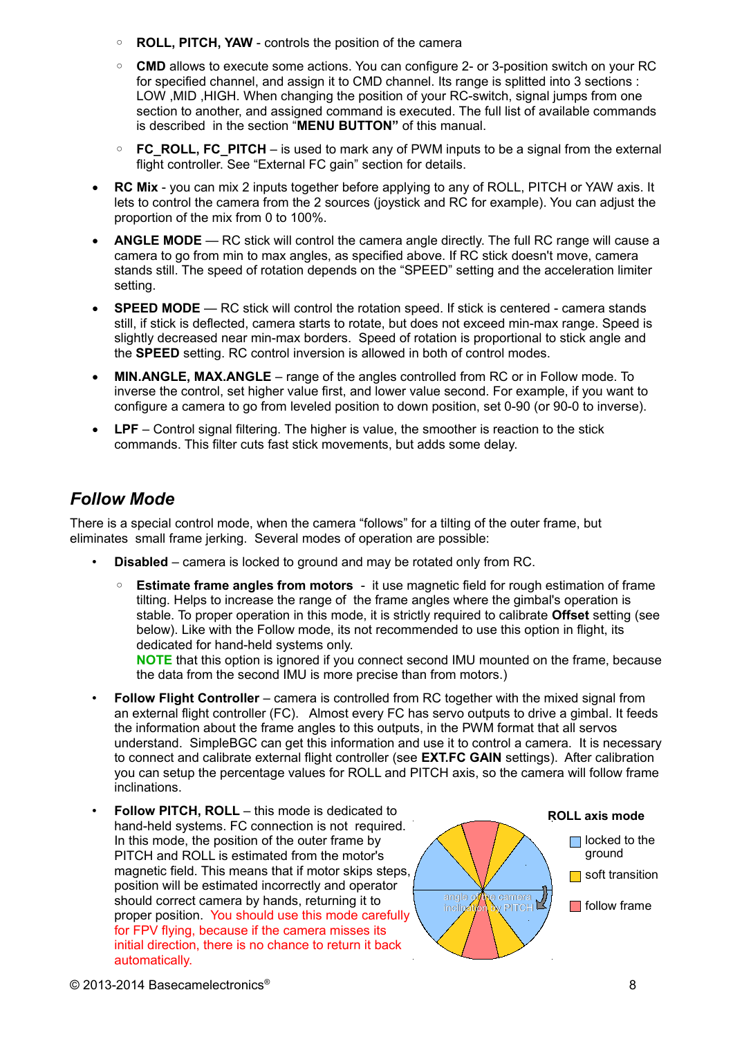- ◦ **ROLL, PITCH, YAW** - controls the position of the camera
  - ◦ **CMD** allows to execute some actions. You can configure 2- or 3-position switch on your RC for specified channel, and assign it to CMD channel. Its range is splitted into 3 sections : LOW ,MID ,HIGH. When changing the position of your RC-switch, signal jumps from one section to another, and assigned command is executed. The full list of available commands is described in the section "**MENU BUTTON"** of this manual.
  - ◦ **FC_ROLL, FC_PITCH** – is used to mark any of PWM inputs to be a signal from the external flight controller. See "External FC gain" section for details.

- **RC Mix** - you can mix 2 inputs together before applying to any of ROLL, PITCH or YAW axis. It lets to control the camera from the 2 sources (joystick and RC for example). You can adjust the proportion of the mix from 0 to 100%.
- **ANGLE MODE** — RC stick will control the camera angle directly. The full RC range will cause a camera to go from min to max angles, as specified above. If RC stick doesn't move, camera stands still. The speed of rotation depends on the "SPEED" setting and the acceleration limiter setting.
- **SPEED MODE** — RC stick will control the rotation speed. If stick is centered - camera stands still, if stick is deflected, camera starts to rotate, but does not exceed min-max range. Speed is slightly decreased near min-max borders. Speed of rotation is proportional to stick angle and the **SPEED** setting. RC control inversion is allowed in both of control modes.
- **MIN.ANGLE, MAX.ANGLE** – range of the angles controlled from RC or in Follow mode. To inverse the control, set higher value first, and lower value second. For example, if you want to configure a camera to go from leveled position to down position, set 0-90 (or 90-0 to inverse).
- **LPF** – Control signal filtering. The higher is value, the smoother is reaction to the stick commands. This filter cuts fast stick movements, but adds some delay.

## *Follow Mode*

There is a special control mode, when the camera "follows" for a tilting of the outer frame, but eliminates small frame jerking. Several modes of operation are possible:

- **Disabled** – camera is locked to ground and may be rotated only from RC.
  - ◦ **Estimate frame angles from motors** - it use magnetic field for rough estimation of frame tilting. Helps to increase the range of the frame angles where the gimbal's operation is stable. To proper operation in this mode, it is strictly required to calibrate **Offset** setting (see below). Like with the Follow mode, its not recommended to use this option in flight, its dedicated for hand-held systems only.
    **NOTE** that this option is ignored if you connect second IMU mounted on the frame, because the data from the second IMU is more precise than from motors.)
- **Follow Flight Controller** – camera is controlled from RC together with the mixed signal from an external flight controller (FC). Almost every FC has servo outputs to drive a gimbal. It feeds the information about the frame angles to this outputs, in the PWM format that all servos understand. SimpleBGC can get this information and use it to control a camera. It is necessary to connect and calibrate external flight controller (see **EXT.FC GAIN** settings). After calibration you can setup the percentage values for ROLL and PITCH axis, so the camera will follow frame inclinations.
- **Follow PITCH, ROLL** – this mode is dedicated to hand-held systems. FC connection is not required. In this mode, the position of the outer frame by PITCH and ROLL is estimated from the motor's magnetic field. This means that if motor skips steps, position will be estimated incorrectly and operator should correct camera by hands, returning it to proper position. You should use this mode carefully for FPV flying, because if the camera misses its initial direction, there is no chance to return it back automatically.

**ROLL axis mode**

- locked to the ground
- soft transition
- follow frame

angle of the camera inclination by PITCH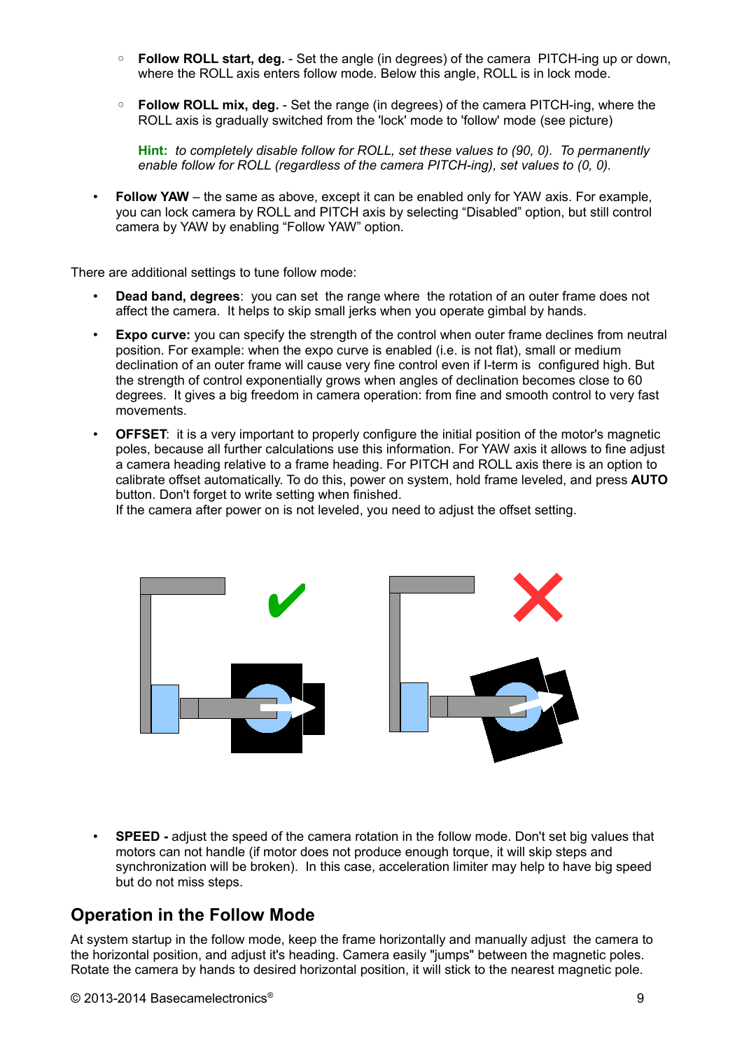- **Follow ROLL start, deg.** - Set the angle (in degrees) of the camera PITCH-ing up or down, where the ROLL axis enters follow mode. Below this angle, ROLL is in lock mode.

  - **Follow ROLL mix, deg.** - Set the range (in degrees) of the camera PITCH-ing, where the ROLL axis is gradually switched from the 'lock' mode to 'follow' mode (see picture)

    **Hint:** *to completely disable follow for ROLL, set these values to (90, 0). To permanently enable follow for ROLL (regardless of the camera PITCH-ing), set values to (0, 0).*

- **Follow YAW** – the same as above, except it can be enabled only for YAW axis. For example, you can lock camera by ROLL and PITCH axis by selecting "Disabled" option, but still control camera by YAW by enabling "Follow YAW" option.

There are additional settings to tune follow mode:

- **Dead band, degrees**: you can set the range where the rotation of an outer frame does not affect the camera. It helps to skip small jerks when you operate gimbal by hands.
- **Expo curve:** you can specify the strength of the control when outer frame declines from neutral position. For example: when the expo curve is enabled (i.e. is not flat), small or medium declination of an outer frame will cause very fine control even if I-term is configured high. But the strength of control exponentially grows when angles of declination becomes close to 60 degrees. It gives a big freedom in camera operation: from fine and smooth control to very fast movements.
- **OFFSET**: it is a very important to properly configure the initial position of the motor's magnetic poles, because all further calculations use this information. For YAW axis it allows to fine adjust a camera heading relative to a frame heading. For PITCH and ROLL axis there is an option to calibrate offset automatically. To do this, power on system, hold frame leveled, and press **AUTO** button. Don't forget to write setting when finished.
  If the camera after power on is not leveled, you need to adjust the offset setting.

- **SPEED -** adjust the speed of the camera rotation in the follow mode. Don't set big values that motors can not handle (if motor does not produce enough torque, it will skip steps and synchronization will be broken). In this case, acceleration limiter may help to have big speed but do not miss steps.

## Operation in the Follow Mode

At system startup in the follow mode, keep the frame horizontally and manually adjust the camera to the horizontal position, and adjust it's heading. Camera easily "jumps" between the magnetic poles. Rotate the camera by hands to desired horizontal position, it will stick to the nearest magnetic pole.

© 2013-2014 Basecamelectronics®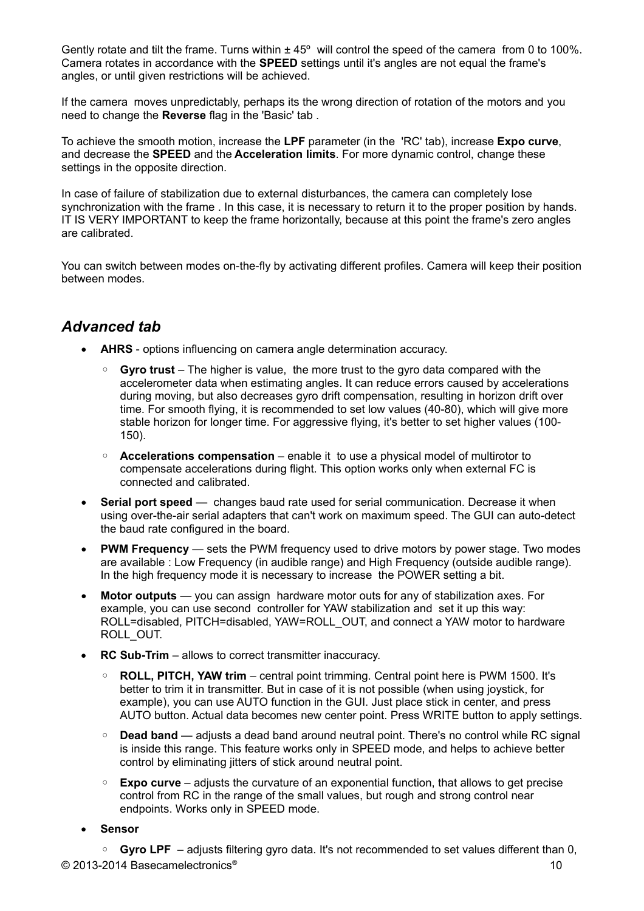Gently rotate and tilt the frame. Turns within ± 45º will control the speed of the camera from 0 to 100%. Camera rotates in accordance with the **SPEED** settings until it's angles are not equal the frame's angles, or until given restrictions will be achieved.

If the camera moves unpredictably, perhaps its the wrong direction of rotation of the motors and you need to change the **Reverse** flag in the 'Basic' tab .

To achieve the smooth motion, increase the **LPF** parameter (in the 'RC' tab), increase **Expo curve**, and decrease the **SPEED** and the **Acceleration limits**. For more dynamic control, change these settings in the opposite direction.

In case of failure of stabilization due to external disturbances, the camera can completely lose synchronization with the frame . In this case, it is necessary to return it to the proper position by hands. IT IS VERY IMPORTANT to keep the frame horizontally, because at this point the frame's zero angles are calibrated.

You can switch between modes on-the-fly by activating different profiles. Camera will keep their position between modes.

## *Advanced tab*

- **AHRS** - options influencing on camera angle determination accuracy.
  - **Gyro trust** – The higher is value, the more trust to the gyro data compared with the accelerometer data when estimating angles. It can reduce errors caused by accelerations during moving, but also decreases gyro drift compensation, resulting in horizon drift over time. For smooth flying, it is recommended to set low values (40-80), which will give more stable horizon for longer time. For aggressive flying, it's better to set higher values (100-150).
  - **Accelerations compensation** – enable it to use a physical model of multirotor to compensate accelerations during flight. This option works only when external FC is connected and calibrated.
- **Serial port speed** — changes baud rate used for serial communication. Decrease it when using over-the-air serial adapters that can't work on maximum speed. The GUI can auto-detect the baud rate configured in the board.
- **PWM Frequency** — sets the PWM frequency used to drive motors by power stage. Two modes are available : Low Frequency (in audible range) and High Frequency (outside audible range). In the high frequency mode it is necessary to increase the POWER setting a bit.
- **Motor outputs** — you can assign hardware motor outs for any of stabilization axes. For example, you can use second controller for YAW stabilization and set it up this way: ROLL=disabled, PITCH=disabled, YAW=ROLL_OUT, and connect a YAW motor to hardware ROLL_OUT.
- **RC Sub-Trim** – allows to correct transmitter inaccuracy.
  - **ROLL, PITCH, YAW trim** – central point trimming. Central point here is PWM 1500. It's better to trim it in transmitter. But in case of it is not possible (when using joystick, for example), you can use AUTO function in the GUI. Just place stick in center, and press AUTO button. Actual data becomes new center point. Press WRITE button to apply settings.
  - **Dead band** — adjusts a dead band around neutral point. There's no control while RC signal is inside this range. This feature works only in SPEED mode, and helps to achieve better control by eliminating jitters of stick around neutral point.
  - **Expo curve** – adjusts the curvature of an exponential function, that allows to get precise control from RC in the range of the small values, but rough and strong control near endpoints. Works only in SPEED mode.
- **Sensor**
  - **Gyro LPF** – adjusts filtering gyro data. It's not recommended to set values different than 0,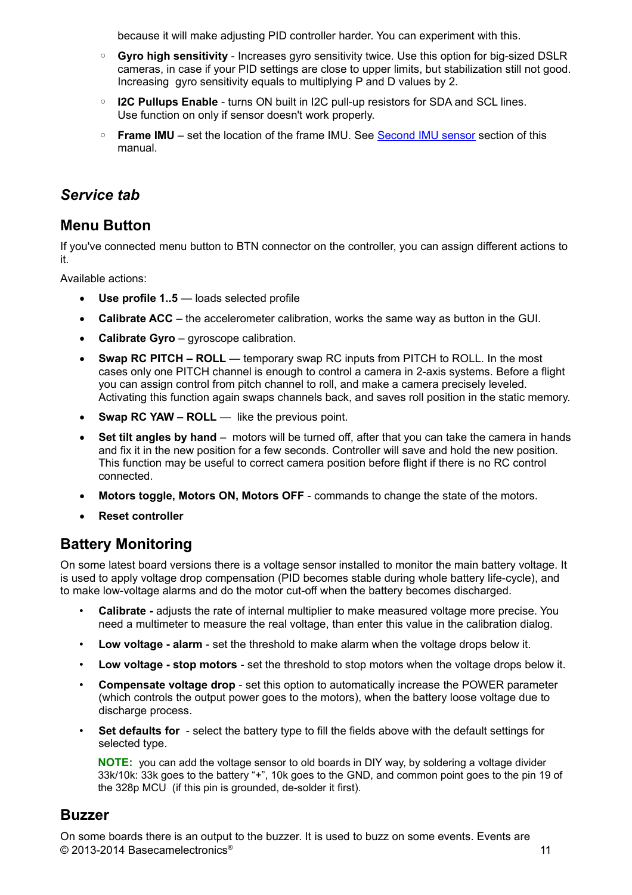because it will make adjusting PID controller harder. You can experiment with this.

- **Gyro high sensitivity** - Increases gyro sensitivity twice. Use this option for big-sized DSLR cameras, in case if your PID settings are close to upper limits, but stabilization still not good. Increasing gyro sensitivity equals to multiplying P and D values by 2.
- **I2C Pullups Enable** - turns ON built in I2C pull-up resistors for SDA and SCL lines. Use function on only if sensor doesn't work properly.
- **Frame IMU** – set the location of the frame IMU. See Second IMU sensor section of this manual.

## *Service tab*

## Menu Button

If you've connected menu button to BTN connector on the controller, you can assign different actions to it.

Available actions:

- **Use profile 1..5** — loads selected profile
- **Calibrate ACC** – the accelerometer calibration, works the same way as button in the GUI.
- **Calibrate Gyro** – gyroscope calibration.
- **Swap RC PITCH – ROLL** — temporary swap RC inputs from PITCH to ROLL. In the most cases only one PITCH channel is enough to control a camera in 2-axis systems. Before a flight you can assign control from pitch channel to roll, and make a camera precisely leveled. Activating this function again swaps channels back, and saves roll position in the static memory.
- **Swap RC YAW – ROLL** — like the previous point.
- **Set tilt angles by hand** – motors will be turned off, after that you can take the camera in hands and fix it in the new position for a few seconds. Controller will save and hold the new position. This function may be useful to correct camera position before flight if there is no RC control connected.
- **Motors toggle, Motors ON, Motors OFF** - commands to change the state of the motors.
- **Reset controller**

## Battery Monitoring

On some latest board versions there is a voltage sensor installed to monitor the main battery voltage. It is used to apply voltage drop compensation (PID becomes stable during whole battery life-cycle), and to make low-voltage alarms and do the motor cut-off when the battery becomes discharged.

- **Calibrate -** adjusts the rate of internal multiplier to make measured voltage more precise. You need a multimeter to measure the real voltage, than enter this value in the calibration dialog.
- **Low voltage - alarm** - set the threshold to make alarm when the voltage drops below it.
- **Low voltage - stop motors** - set the threshold to stop motors when the voltage drops below it.
- **Compensate voltage drop** - set this option to automatically increase the POWER parameter (which controls the output power goes to the motors), when the battery loose voltage due to discharge process.
- **Set defaults for** - select the battery type to fill the fields above with the default settings for selected type.

  **NOTE:** you can add the voltage sensor to old boards in DIY way, by soldering a voltage divider 33k/10k: 33k goes to the battery "+", 10k goes to the GND, and common point goes to the pin 19 of the 328p MCU (if this pin is grounded, de-solder it first).

## Buzzer

On some boards there is an output to the buzzer. It is used to buzz on some events. Events are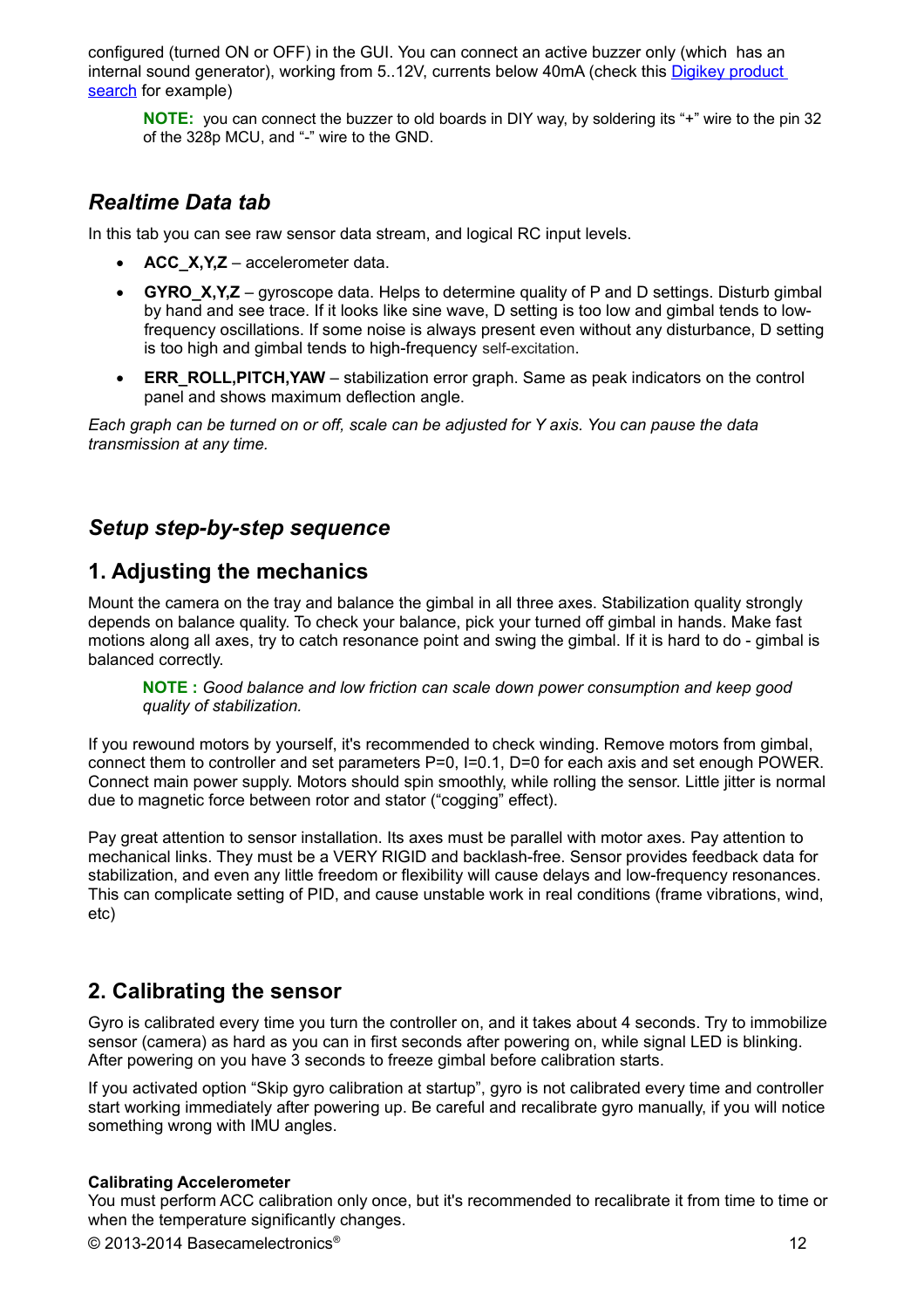configured (turned ON or OFF) in the GUI. You can connect an active buzzer only (which has an internal sound generator), working from 5..12V, currents below 40mA (check this [Digikey product search]() for example)

> **NOTE:** you can connect the buzzer to old boards in DIY way, by soldering its "+" wire to the pin 32 of the 328p MCU, and "-" wire to the GND.

### *Realtime Data tab*

In this tab you can see raw sensor data stream, and logical RC input levels.

- **ACC_X,Y,Z** – accelerometer data.
- **GYRO_X,Y,Z** – gyroscope data. Helps to determine quality of P and D settings. Disturb gimbal by hand and see trace. If it looks like sine wave, D setting is too low and gimbal tends to low-frequency oscillations. If some noise is always present even without any disturbance, D setting is too high and gimbal tends to high-frequency self-excitation.
- **ERR_ROLL,PITCH,YAW** – stabilization error graph. Same as peak indicators on the control panel and shows maximum deflection angle.

*Each graph can be turned on or off, scale can be adjusted for Y axis. You can pause the data transmission at any time.*

## *Setup step-by-step sequence*

## 1. Adjusting the mechanics

Mount the camera on the tray and balance the gimbal in all three axes. Stabilization quality strongly depends on balance quality. To check your balance, pick your turned off gimbal in hands. Make fast motions along all axes, try to catch resonance point and swing the gimbal. If it is hard to do - gimbal is balanced correctly.

> **NOTE :** *Good balance and low friction can scale down power consumption and keep good quality of stabilization.*

If you rewound motors by yourself, it's recommended to check winding. Remove motors from gimbal, connect them to controller and set parameters P=0, I=0.1, D=0 for each axis and set enough POWER. Connect main power supply. Motors should spin smoothly, while rolling the sensor. Little jitter is normal due to magnetic force between rotor and stator ("cogging" effect).

Pay great attention to sensor installation. Its axes must be parallel with motor axes. Pay attention to mechanical links. They must be a VERY RIGID and backlash-free. Sensor provides feedback data for stabilization, and even any little freedom or flexibility will cause delays and low-frequency resonances. This can complicate setting of PID, and cause unstable work in real conditions (frame vibrations, wind, etc)

## 2. Calibrating the sensor

Gyro is calibrated every time you turn the controller on, and it takes about 4 seconds. Try to immobilize sensor (camera) as hard as you can in first seconds after powering on, while signal LED is blinking. After powering on you have 3 seconds to freeze gimbal before calibration starts.

If you activated option "Skip gyro calibration at startup", gyro is not calibrated every time and controller start working immediately after powering up. Be careful and recalibrate gyro manually, if you will notice something wrong with IMU angles.

**Calibrating Accelerometer**

You must perform ACC calibration only once, but it's recommended to recalibrate it from time to time or when the temperature significantly changes.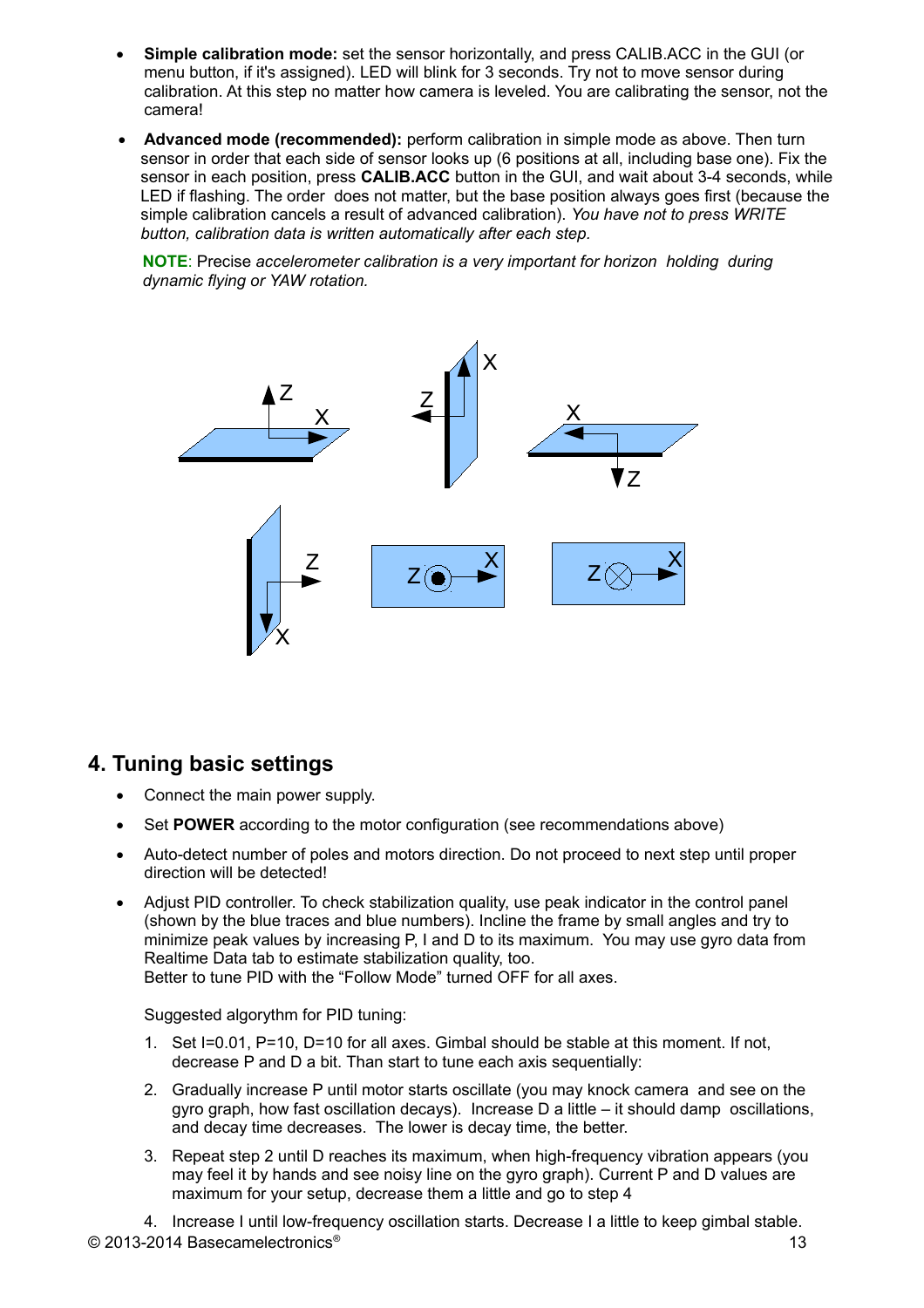- **Simple calibration mode:** set the sensor horizontally, and press CALIB.ACC in the GUI (or menu button, if it's assigned). LED will blink for 3 seconds. Try not to move sensor during calibration. At this step no matter how camera is leveled. You are calibrating the sensor, not the camera!
- **Advanced mode (recommended):** perform calibration in simple mode as above. Then turn sensor in order that each side of sensor looks up (6 positions at all, including base one). Fix the sensor in each position, press **CALIB.ACC** button in the GUI, and wait about 3-4 seconds, while LED if flashing. The order does not matter, but the base position always goes first (because the simple calibration cancels a result of advanced calibration). *You have not to press WRITE button, calibration data is written automatically after each step.*

  **NOTE**: Precise *accelerometer calibration is a very important for horizon holding during dynamic flying or YAW rotation.*

## 4. Tuning basic settings

- Connect the main power supply.
- Set **POWER** according to the motor configuration (see recommendations above)
- Auto-detect number of poles and motors direction. Do not proceed to next step until proper direction will be detected!
- Adjust PID controller. To check stabilization quality, use peak indicator in the control panel (shown by the blue traces and blue numbers). Incline the frame by small angles and try to minimize peak values by increasing P, I and D to its maximum. You may use gyro data from Realtime Data tab to estimate stabilization quality, too.
  Better to tune PID with the "Follow Mode" turned OFF for all axes.

  Suggested algorythm for PID tuning:

  1. Set I=0.01, P=10, D=10 for all axes. Gimbal should be stable at this moment. If not, decrease P and D a bit. Than start to tune each axis sequentially:
  2. Gradually increase P until motor starts oscillate (you may knock camera and see on the gyro graph, how fast oscillation decays). Increase D a little – it should damp oscillations, and decay time decreases. The lower is decay time, the better.
  3. Repeat step 2 until D reaches its maximum, when high-frequency vibration appears (you may feel it by hands and see noisy line on the gyro graph). Current P and D values are maximum for your setup, decrease them a little and go to step 4
  4. Increase I until low-frequency oscillation starts. Decrease I a little to keep gimbal stable.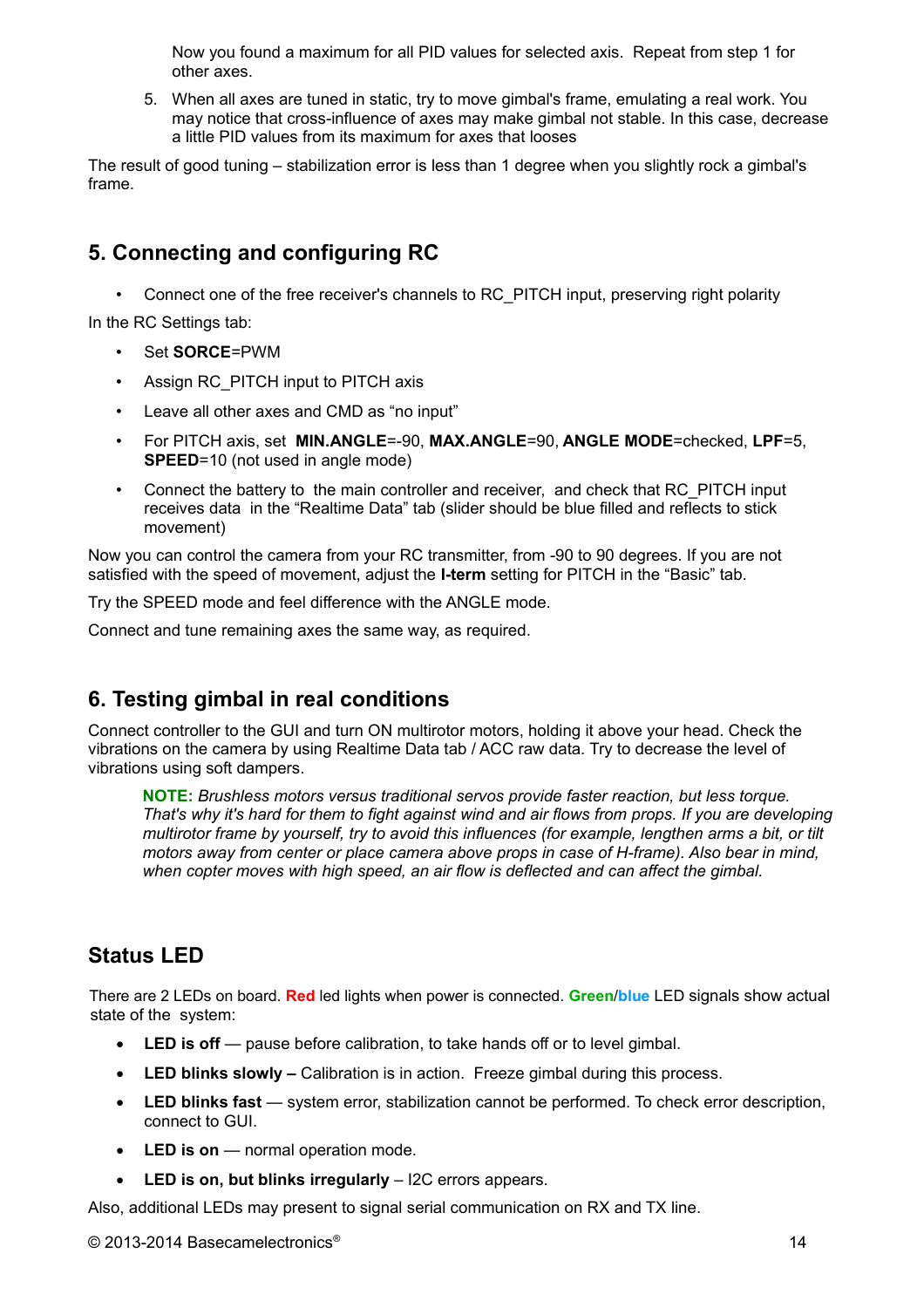Now you found a maximum for all PID values for selected axis. Repeat from step 1 for other axes.

5. When all axes are tuned in static, try to move gimbal's frame, emulating a real work. You may notice that cross-influence of axes may make gimbal not stable. In this case, decrease a little PID values from its maximum for axes that looses

The result of good tuning – stabilization error is less than 1 degree when you slightly rock a gimbal's frame.

## 5. Connecting and configuring RC

- Connect one of the free receiver's channels to RC_PITCH input, preserving right polarity

In the RC Settings tab:

- Set **SORCE**=PWM
- Assign RC_PITCH input to PITCH axis
- Leave all other axes and CMD as "no input"
- For PITCH axis, set **MIN.ANGLE**=-90, **MAX.ANGLE**=90, **ANGLE MODE**=checked, **LPF**=5, **SPEED**=10 (not used in angle mode)
- Connect the battery to the main controller and receiver, and check that RC_PITCH input receives data in the "Realtime Data" tab (slider should be blue filled and reflects to stick movement)

Now you can control the camera from your RC transmitter, from -90 to 90 degrees. If you are not satisfied with the speed of movement, adjust the **I-term** setting for PITCH in the "Basic" tab.

Try the SPEED mode and feel difference with the ANGLE mode.

Connect and tune remaining axes the same way, as required.

## 6. Testing gimbal in real conditions

Connect controller to the GUI and turn ON multirotor motors, holding it above your head. Check the vibrations on the camera by using Realtime Data tab / ACC raw data. Try to decrease the level of vibrations using soft dampers.

> **NOTE:** *Brushless motors versus traditional servos provide faster reaction, but less torque. That's why it's hard for them to fight against wind and air flows from props. If you are developing multirotor frame by yourself, try to avoid this influences (for example, lengthen arms a bit, or tilt motors away from center or place camera above props in case of H-frame). Also bear in mind, when copter moves with high speed, an air flow is deflected and can affect the gimbal.*

## Status LED

There are 2 LEDs on board. **Red** led lights when power is connected. **Green**/**blue** LED signals show actual state of the system:

- **LED is off** — pause before calibration, to take hands off or to level gimbal.
- **LED blinks slowly –** Calibration is in action. Freeze gimbal during this process.
- **LED blinks fast** — system error, stabilization cannot be performed. To check error description, connect to GUI.
- **LED is on** — normal operation mode.
- **LED is on, but blinks irregularly** – I2C errors appears.

Also, additional LEDs may present to signal serial communication on RX and TX line.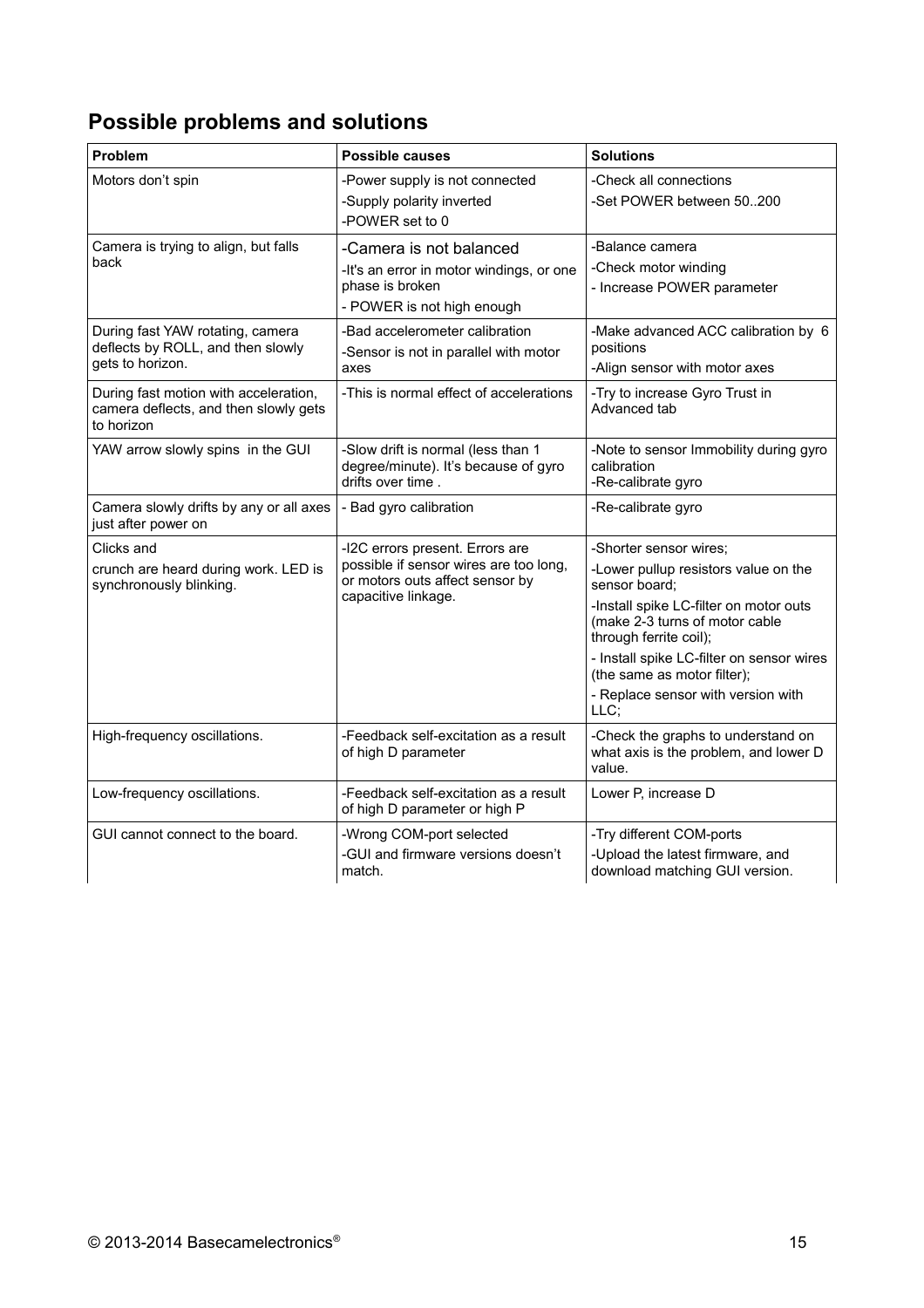## Possible problems and solutions

| Problem | Possible causes | Solutions |
| --- | --- | --- |
| Motors don't spin | -Power supply is not connected<br>-Supply polarity inverted<br>-POWER set to 0 | -Check all connections<br>-Set POWER between 50..200 |
| Camera is trying to align, but falls back | -Camera is not balanced<br>-It's an error in motor windings, or one phase is broken<br>- POWER is not high enough | -Balance camera<br>-Check motor winding<br>- Increase POWER parameter |
| During fast YAW rotating, camera deflects by ROLL, and then slowly gets to horizon. | -Bad accelerometer calibration<br>-Sensor is not in parallel with motor axes | -Make advanced ACC calibration by 6 positions<br>-Align sensor with motor axes |
| During fast motion with acceleration, camera deflects, and then slowly gets to horizon | -This is normal effect of accelerations | -Try to increase Gyro Trust in Advanced tab |
| YAW arrow slowly spins in the GUI | -Slow drift is normal (less than 1 degree/minute). It's because of gyro drifts over time . | -Note to sensor Immobility during gyro calibration<br>-Re-calibrate gyro |
| Camera slowly drifts by any or all axes just after power on | - Bad gyro calibration | -Re-calibrate gyro |
| Clicks and<br>crunch are heard during work. LED is synchronously blinking. | -I2C errors present. Errors are possible if sensor wires are too long, or motors outs affect sensor by capacitive linkage. | -Shorter sensor wires;<br>-Lower pullup resistors value on the sensor board;<br>-Install spike LC-filter on motor outs (make 2-3 turns of motor cable through ferrite coil);<br>- Install spike LC-filter on sensor wires (the same as motor filter);<br>- Replace sensor with version with LLC; |
| High-frequency oscillations. | -Feedback self-excitation as a result of high D parameter | -Check the graphs to understand on what axis is the problem, and lower D value. |
| Low-frequency oscillations. | -Feedback self-excitation as a result of high D parameter or high P | Lower P, increase D |
| GUI cannot connect to the board. | -Wrong COM-port selected<br>-GUI and firmware versions doesn't match. | -Try different COM-ports<br>-Upload the latest firmware, and download matching GUI version. |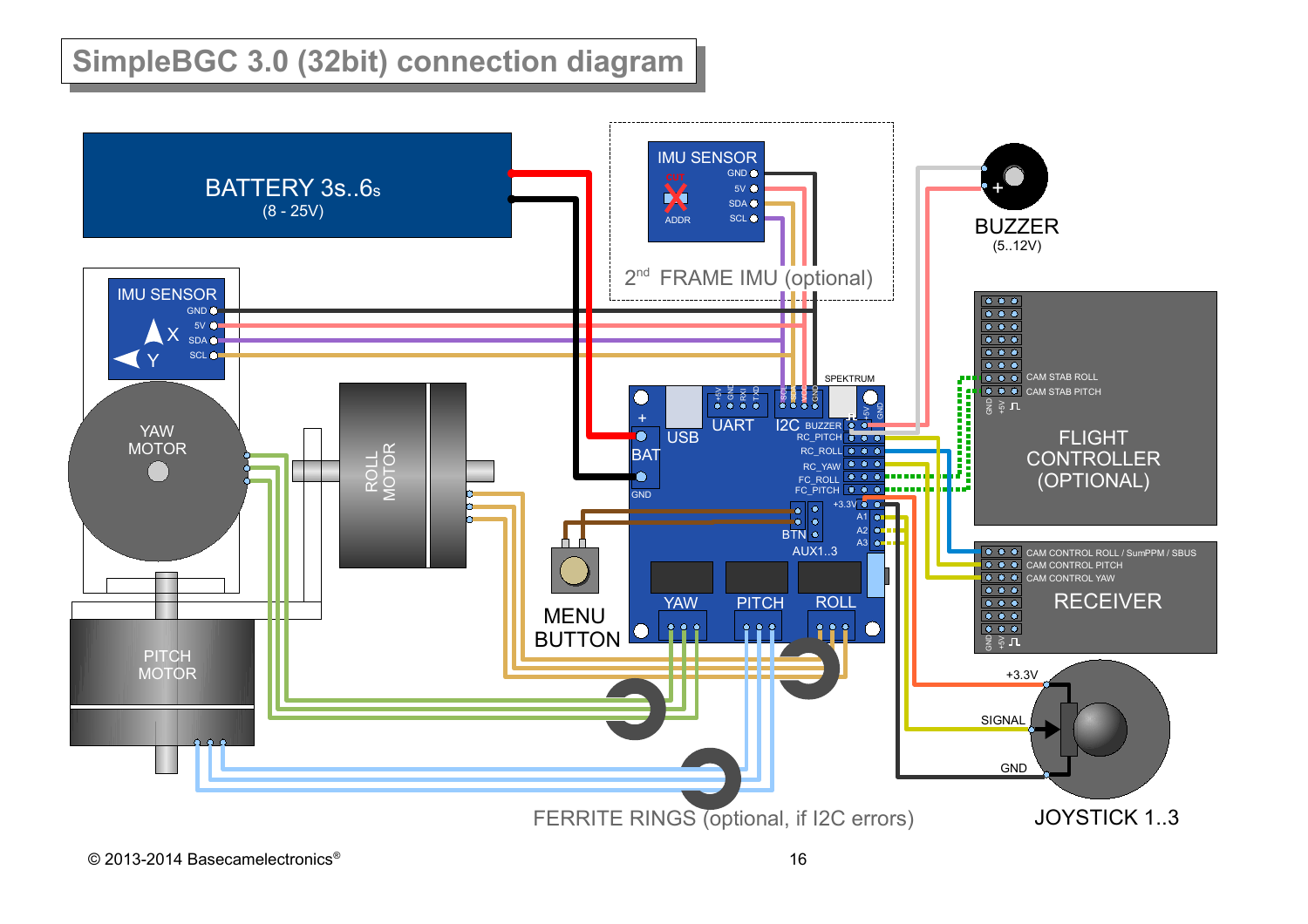# SimpleBGC 3.0 (32bit) connection diagram

BATTERY 3s..6s
(8 - 25V)

IMU SENSOR
GND
5V
SDA
SCL
CUT
ADDR

2nd FRAME IMU (optional)

BUZZER
(5..12V)

IMU SENSOR
GND
5V
SDA
SCL
X
Y

YAW MOTOR

ROLL MOTOR

PITCH MOTOR

SPEKTRUM

USB

UART

I2C

BAT

GND

BUZZER
RC_PITCH
RC_ROLL
RC_YAW
FC_ROLL
FC_PITCH
+3.3V
A1
A2
A3

BTN

AUX1..3

YAW
PITCH
ROLL

CAM STAB ROLL
CAM STAB PITCH

FLIGHT CONTROLLER (OPTIONAL)

CAM CONTROL ROLL / SumPPM / SBUS
CAM CONTROL PITCH
CAM CONTROL YAW

RECEIVER

MENU BUTTON

+3.3V
SIGNAL
GND

JOYSTICK 1..3

FERRITE RINGS (optional, if I2C errors)

© 2013-2014 Basecamelectronics®